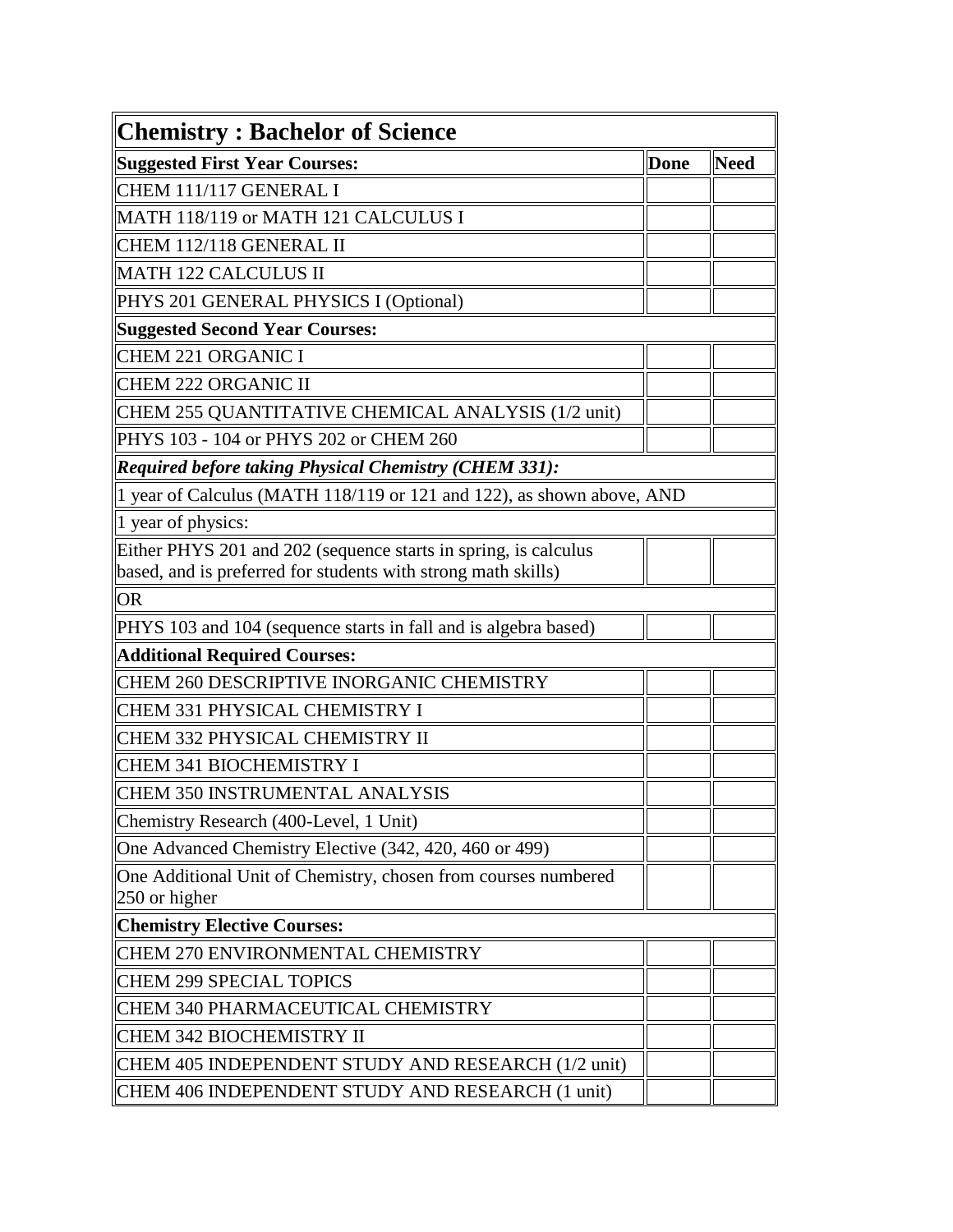| Chemistry : Bachelor of Science | | |
|---|---|---|
| **Suggested First Year Courses:** | **Done** | **Need** |
| CHEM 111/117 GENERAL I | | |
| MATH 118/119 or MATH 121 CALCULUS I | | |
| CHEM 112/118 GENERAL II | | |
| MATH 122 CALCULUS II | | |
| PHYS 201 GENERAL PHYSICS I (Optional) | | |
| **Suggested Second Year Courses:** | | |
| CHEM 221 ORGANIC I | | |
| CHEM 222 ORGANIC II | | |
| CHEM 255 QUANTITATIVE CHEMICAL ANALYSIS (1/2 unit) | | |
| PHYS 103 - 104 or PHYS 202 or CHEM 260 | | |
| ***Required before taking Physical Chemistry (CHEM 331):*** | | |
| 1 year of Calculus (MATH 118/119 or 121 and 122), as shown above, AND | | |
| 1 year of physics: | | |
| Either PHYS 201 and 202 (sequence starts in spring, is calculus based, and is preferred for students with strong math skills) | | |
| OR | | |
| PHYS 103 and 104 (sequence starts in fall and is algebra based) | | |
| **Additional Required Courses:** | | |
| CHEM 260 DESCRIPTIVE INORGANIC CHEMISTRY | | |
| CHEM 331 PHYSICAL CHEMISTRY I | | |
| CHEM 332 PHYSICAL CHEMISTRY II | | |
| CHEM 341 BIOCHEMISTRY I | | |
| CHEM 350 INSTRUMENTAL ANALYSIS | | |
| Chemistry Research (400-Level, 1 Unit) | | |
| One Advanced Chemistry Elective (342, 420, 460 or 499) | | |
| One Additional Unit of Chemistry, chosen from courses numbered 250 or higher | | |
| **Chemistry Elective Courses:** | | |
| CHEM 270 ENVIRONMENTAL CHEMISTRY | | |
| CHEM 299 SPECIAL TOPICS | | |
| CHEM 340 PHARMACEUTICAL CHEMISTRY | | |
| CHEM 342 BIOCHEMISTRY II | | |
| CHEM 405 INDEPENDENT STUDY AND RESEARCH (1/2 unit) | | |
| CHEM 406 INDEPENDENT STUDY AND RESEARCH (1 unit) | | |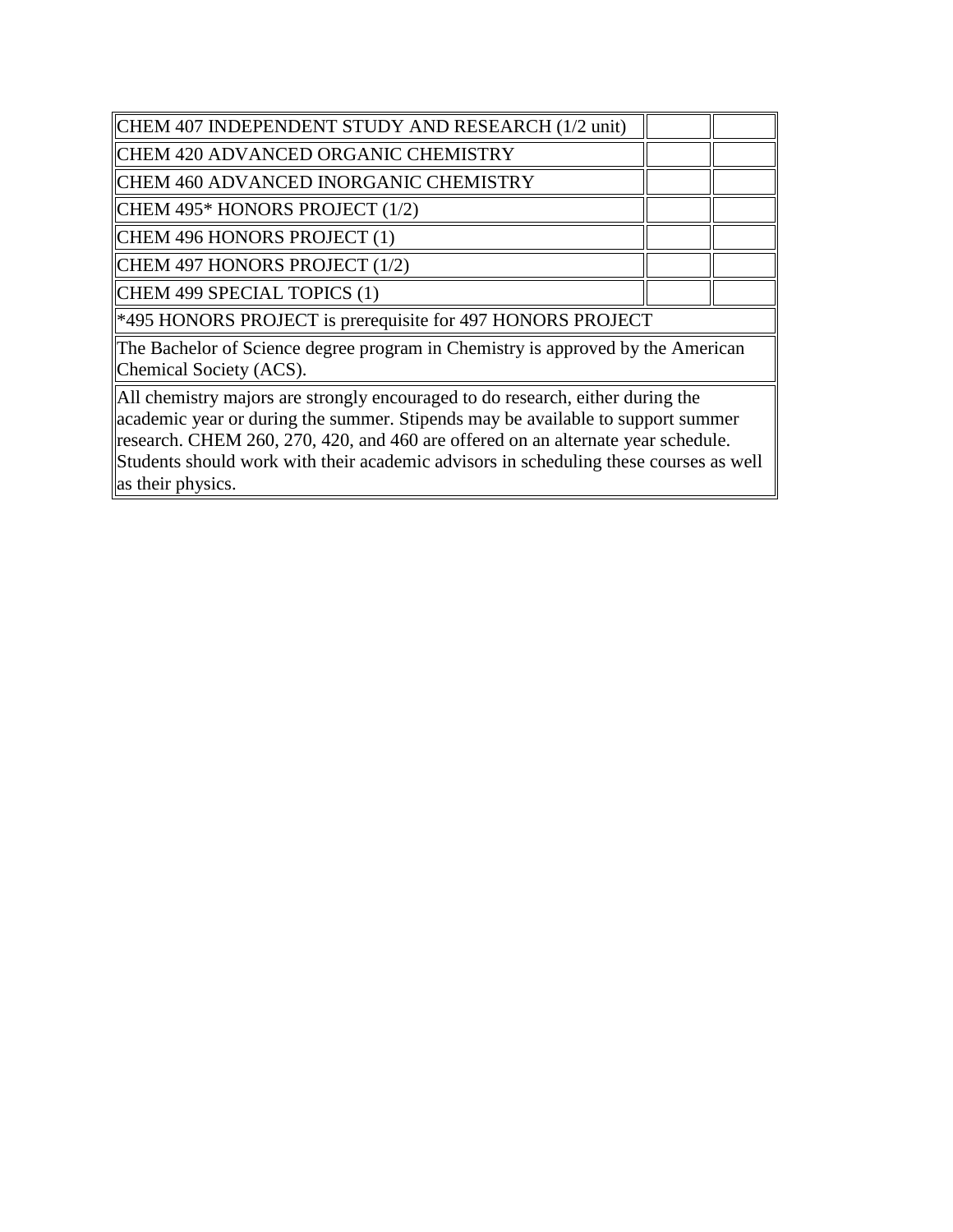| | | |
|---|---|---|
| CHEM 407 INDEPENDENT STUDY AND RESEARCH (1/2 unit) | | |
| CHEM 420 ADVANCED ORGANIC CHEMISTRY | | |
| CHEM 460 ADVANCED INORGANIC CHEMISTRY | | |
| CHEM 495* HONORS PROJECT (1/2) | | |
| CHEM 496 HONORS PROJECT (1) | | |
| CHEM 497 HONORS PROJECT (1/2) | | |
| CHEM 499 SPECIAL TOPICS (1) | | |
| *495 HONORS PROJECT is prerequisite for 497 HONORS PROJECT | | |
| The Bachelor of Science degree program in Chemistry is approved by the American Chemical Society (ACS). | | |
| All chemistry majors are strongly encouraged to do research, either during the academic year or during the summer. Stipends may be available to support summer research. CHEM 260, 270, 420, and 460 are offered on an alternate year schedule. Students should work with their academic advisors in scheduling these courses as well as their physics. | | |